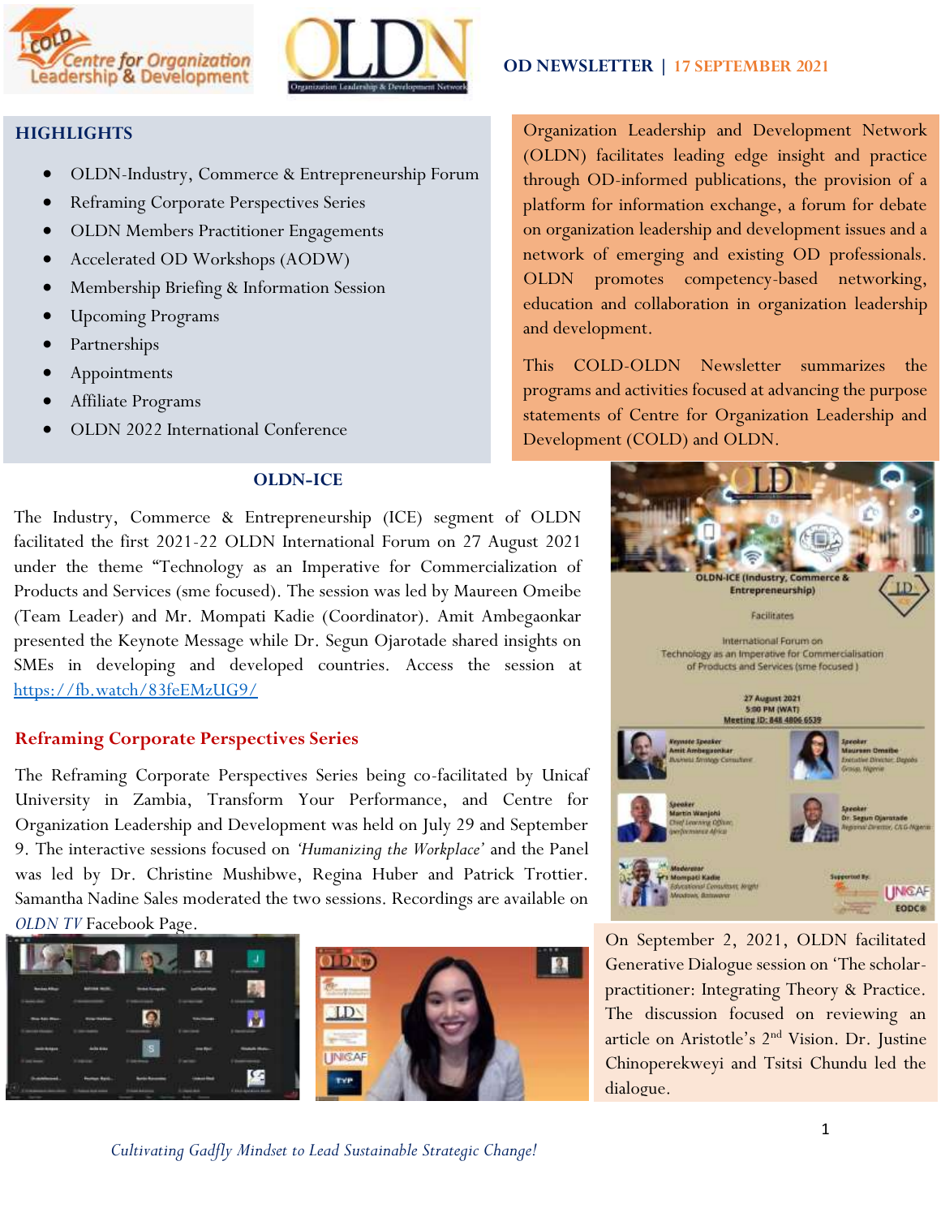**OD NEWSLETTER | 17 SEPTEMBER 2021**

## HIGHLIGHTS

- OLDN-Industry, Commerce & Entrepreneurship Forum
- Reframing Corporate Perspectives Series
- OLDN Members Practitioner Engagements
- Accelerated OD Workshops (AODW)
- Membership Briefing & Information Session
- Upcoming Programs
- Partnerships
- Appointments
- Affiliate Programs
- OLDN 2022 International Conference

Organization Leadership and Development Network (OLDN) facilitates leading edge insight and practice through OD-informed publications, the provision of a platform for information exchange, a forum for debate on organization leadership and development issues and a network of emerging and existing OD professionals. OLDN promotes competency-based networking, education and collaboration in organization leadership and development.

This COLD-OLDN Newsletter summarizes the programs and activities focused at advancing the purpose statements of Centre for Organization Leadership and Development (COLD) and OLDN.

## OLDN-ICE

The Industry, Commerce & Entrepreneurship (ICE) segment of OLDN facilitated the first 2021-22 OLDN International Forum on 27 August 2021 under the theme "Technology as an Imperative for Commercialization of Products and Services (sme focused). The session was led by Maureen Omeibe (Team Leader) and Mr. Mompati Kadie (Coordinator). Amit Ambegaonkar presented the Keynote Message while Dr. Segun Ojarotade shared insights on SMEs in developing and developed countries. Access the session at https://fb.watch/83feEMzUG9/

## Reframing Corporate Perspectives Series

The Reframing Corporate Perspectives Series being co-facilitated by Unicaf University in Zambia, Transform Your Performance, and Centre for Organization Leadership and Development was held on July 29 and September 9. The interactive sessions focused on *'Humanizing the Workplace'* and the Panel was led by Dr. Christine Mushibwe, Regina Huber and Patrick Trottier. Samantha Nadine Sales moderated the two sessions. Recordings are available on *OLDN TV* Facebook Page.

On September 2, 2021, OLDN facilitated Generative Dialogue session on 'The scholar-practitioner: Integrating Theory & Practice. The discussion focused on reviewing an article on Aristotle's 2nd Vision. Dr. Justine Chinoperekweyi and Tsitsi Chundu led the dialogue.

*Cultivating Gadfly Mindset to Lead Sustainable Strategic Change!*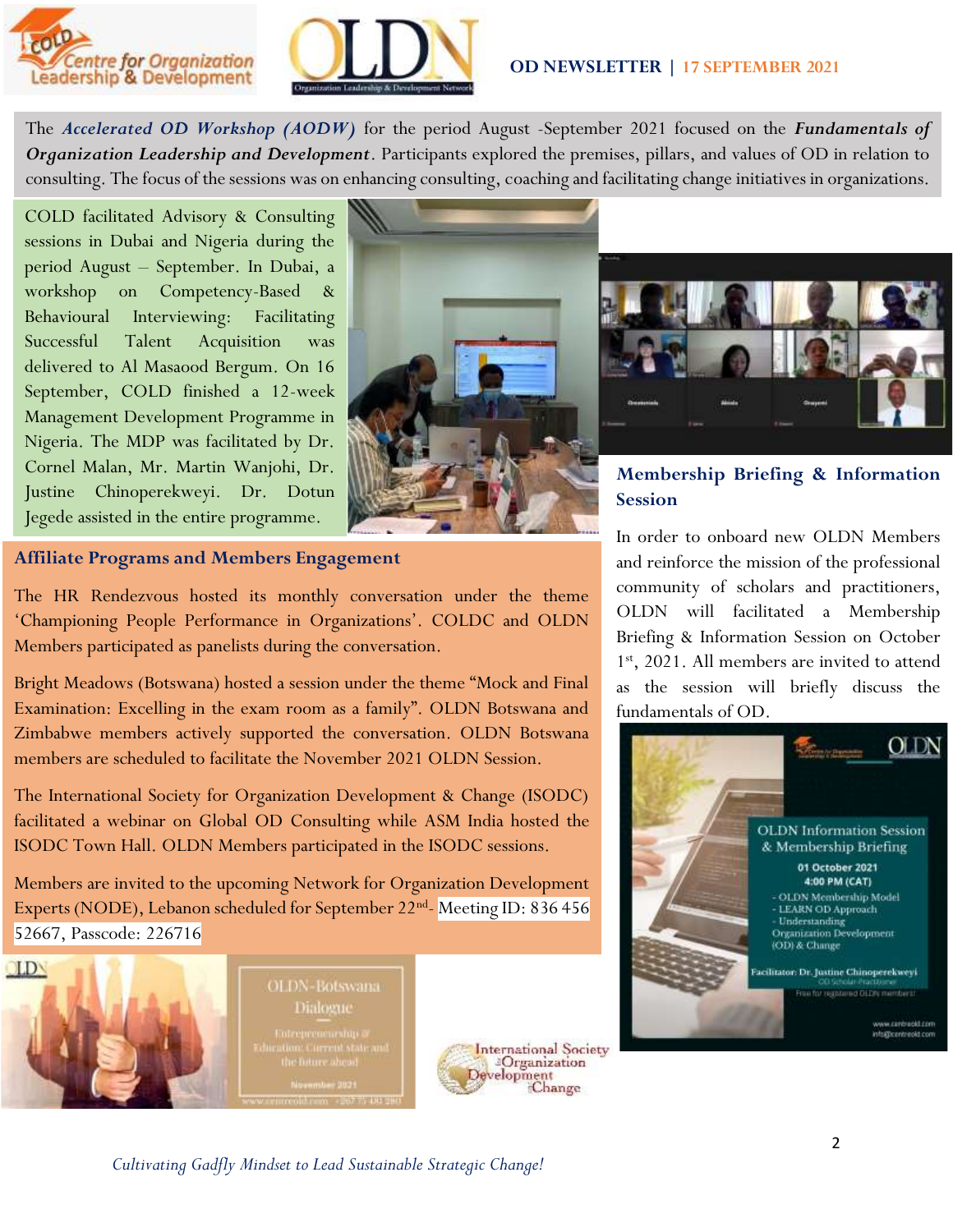The ***Accelerated OD Workshop (AODW)*** for the period August -September 2021 focused on the ***Fundamentals of Organization Leadership and Development***. Participants explored the premises, pillars, and values of OD in relation to consulting. The focus of the sessions was on enhancing consulting, coaching and facilitating change initiatives in organizations.

COLD facilitated Advisory & Consulting sessions in Dubai and Nigeria during the period August – September. In Dubai, a workshop on Competency-Based & Behavioural Interviewing: Facilitating Successful Talent Acquisition was delivered to Al Masaood Bergum. On 16 September, COLD finished a 12-week Management Development Programme in Nigeria. The MDP was facilitated by Dr. Cornel Malan, Mr. Martin Wanjohi, Dr. Justine Chinoperekweyi. Dr. Dotun Jegede assisted in the entire programme.

## Membership Briefing & Information Session

In order to onboard new OLDN Members and reinforce the mission of the professional community of scholars and practitioners, OLDN will facilitated a Membership Briefing & Information Session on October 1st, 2021. All members are invited to attend as the session will briefly discuss the fundamentals of OD.

## Affiliate Programs and Members Engagement

The HR Rendezvous hosted its monthly conversation under the theme 'Championing People Performance in Organizations'. COLDC and OLDN Members participated as panelists during the conversation.

Bright Meadows (Botswana) hosted a session under the theme "Mock and Final Examination: Excelling in the exam room as a family". OLDN Botswana and Zimbabwe members actively supported the conversation. OLDN Botswana members are scheduled to facilitate the November 2021 OLDN Session.

The International Society for Organization Development & Change (ISODC) facilitated a webinar on Global OD Consulting while ASM India hosted the ISODC Town Hall. OLDN Members participated in the ISODC sessions.

Members are invited to the upcoming Network for Organization Development Experts (NODE), Lebanon scheduled for September 22nd- Meeting ID: 836 456 52667, Passcode: 226716

*Cultivating Gadfly Mindset to Lead Sustainable Strategic Change!*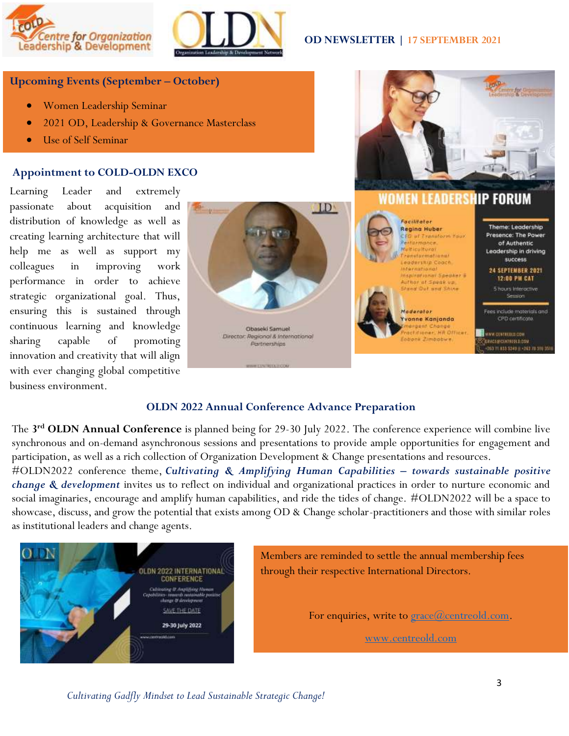## Upcoming Events (September – October)

- Women Leadership Seminar
- 2021 OD, Leadership & Governance Masterclass
- Use of Self Seminar

## Appointment to COLD-OLDN EXCO

Learning Leader and extremely passionate about acquisition and distribution of knowledge as well as creating learning architecture that will help me as well as support my colleagues in improving work performance in order to achieve strategic organizational goal. Thus, ensuring this is sustained through continuous learning and knowledge sharing capable of promoting innovation and creativity that will align with ever changing global competitive business environment.

Obaseki Samuel
Director: Regional & International Partnerships

WOMEN LEADERSHIP FORUM

Facilitator
Regina Huber
CEO of Transform Your Performance, Multicultural Transformational Leadership Coach, International Inspirational Speaker & Author of Speak up, Stand Out and Shine

Moderator
Yvonne Kanjanda
Emergent Change Practitioner, HR Officer, Ecobank Zimbabwe

Theme: Leadership Presence: The Power of Authentic Leadership in driving success

24 SEPTEMBER 2021
12:00 PM CAT

5 hours Interactive Session

Fees include materials and CPD certificate

## OLDN 2022 Annual Conference Advance Preparation

The 3rd **OLDN Annual Conference** is planned being for 29-30 July 2022. The conference experience will combine live synchronous and on-demand asynchronous sessions and presentations to provide ample opportunities for engagement and participation, as well as a rich collection of Organization Development & Change presentations and resources.

#OLDN2022 conference theme, ***Cultivating & Amplifying Human Capabilities – towards sustainable positive change & development*** invites us to reflect on individual and organizational practices in order to nurture economic and social imaginaries, encourage and amplify human capabilities, and ride the tides of change. #OLDN2022 will be a space to showcase, discuss, and grow the potential that exists among OD & Change scholar-practitioners and those with similar roles as institutional leaders and change agents.

OLDN 2022 INTERNATIONAL CONFERENCE

Cultivating & Amplifying Human Capabilities - towards sustainable positive change & development

SAVE THE DATE

29-30 July 2022

Members are reminded to settle the annual membership fees through their respective International Directors.

For enquiries, write to grace@centreold.com.

www.centreold.com

*Cultivating Gadfly Mindset to Lead Sustainable Strategic Change!*